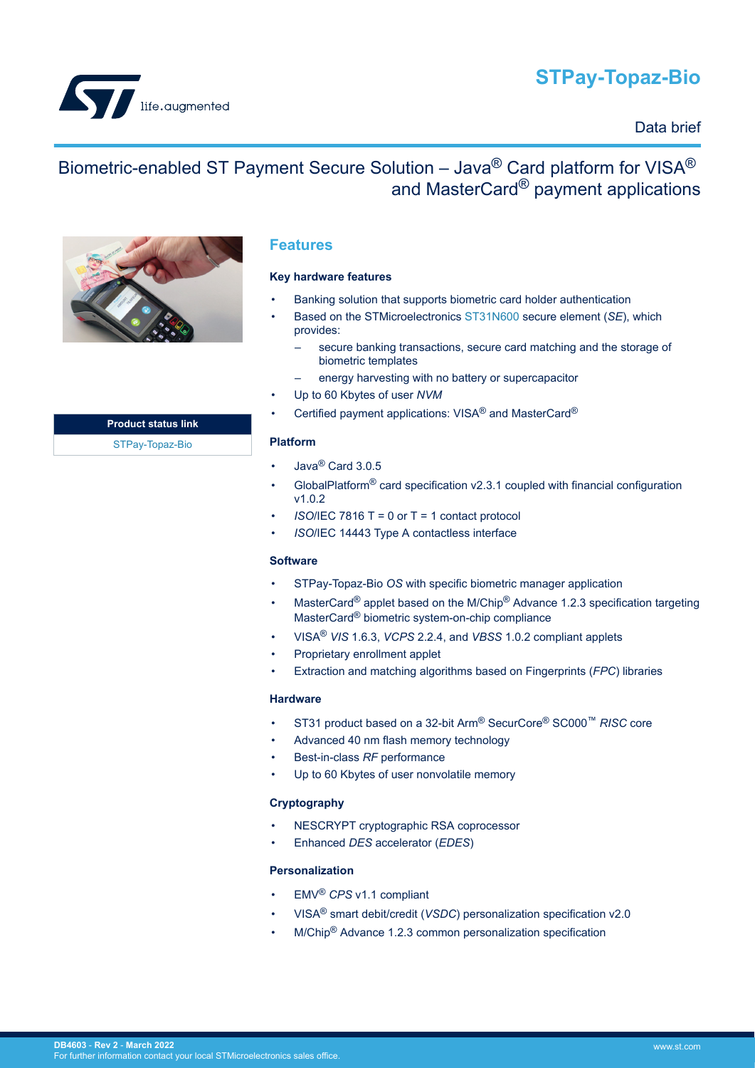# STPay-Topaz-Bio

Data brief

## Biometric-enabled ST Payment Secure Solution – Java® Card platform for VISA® and MasterCard® payment applications

| Product status link |
| --- |
| STPay-Topaz-Bio |

## Features

### Key hardware features

- Banking solution that supports biometric card holder authentication
- Based on the STMicroelectronics ST31N600 secure element (*SE*), which provides:
  - secure banking transactions, secure card matching and the storage of biometric templates
  - energy harvesting with no battery or supercapacitor
- Up to 60 Kbytes of user *NVM*
- Certified payment applications: VISA® and MasterCard®

### Platform

- Java® Card 3.0.5
- GlobalPlatform® card specification v2.3.1 coupled with financial configuration v1.0.2
- *ISO*/IEC 7816 T = 0 or T = 1 contact protocol
- *ISO*/IEC 14443 Type A contactless interface

### Software

- STPay-Topaz-Bio *OS* with specific biometric manager application
- MasterCard® applet based on the M/Chip® Advance 1.2.3 specification targeting MasterCard® biometric system-on-chip compliance
- VISA® *VIS* 1.6.3, *VCPS* 2.2.4, and *VBSS* 1.0.2 compliant applets
- Proprietary enrollment applet
- Extraction and matching algorithms based on Fingerprints (*FPC*) libraries

### Hardware

- ST31 product based on a 32-bit Arm® SecurCore® SC000™ *RISC* core
- Advanced 40 nm flash memory technology
- Best-in-class *RF* performance
- Up to 60 Kbytes of user nonvolatile memory

### Cryptography

- NESCRYPT cryptographic RSA coprocessor
- Enhanced *DES* accelerator (*EDES*)

### Personalization

- EMV® *CPS* v1.1 compliant
- VISA® smart debit/credit (*VSDC*) personalization specification v2.0
- M/Chip® Advance 1.2.3 common personalization specification

DB4603 - Rev 2 - March 2022
For further information contact your local STMicroelectronics sales office.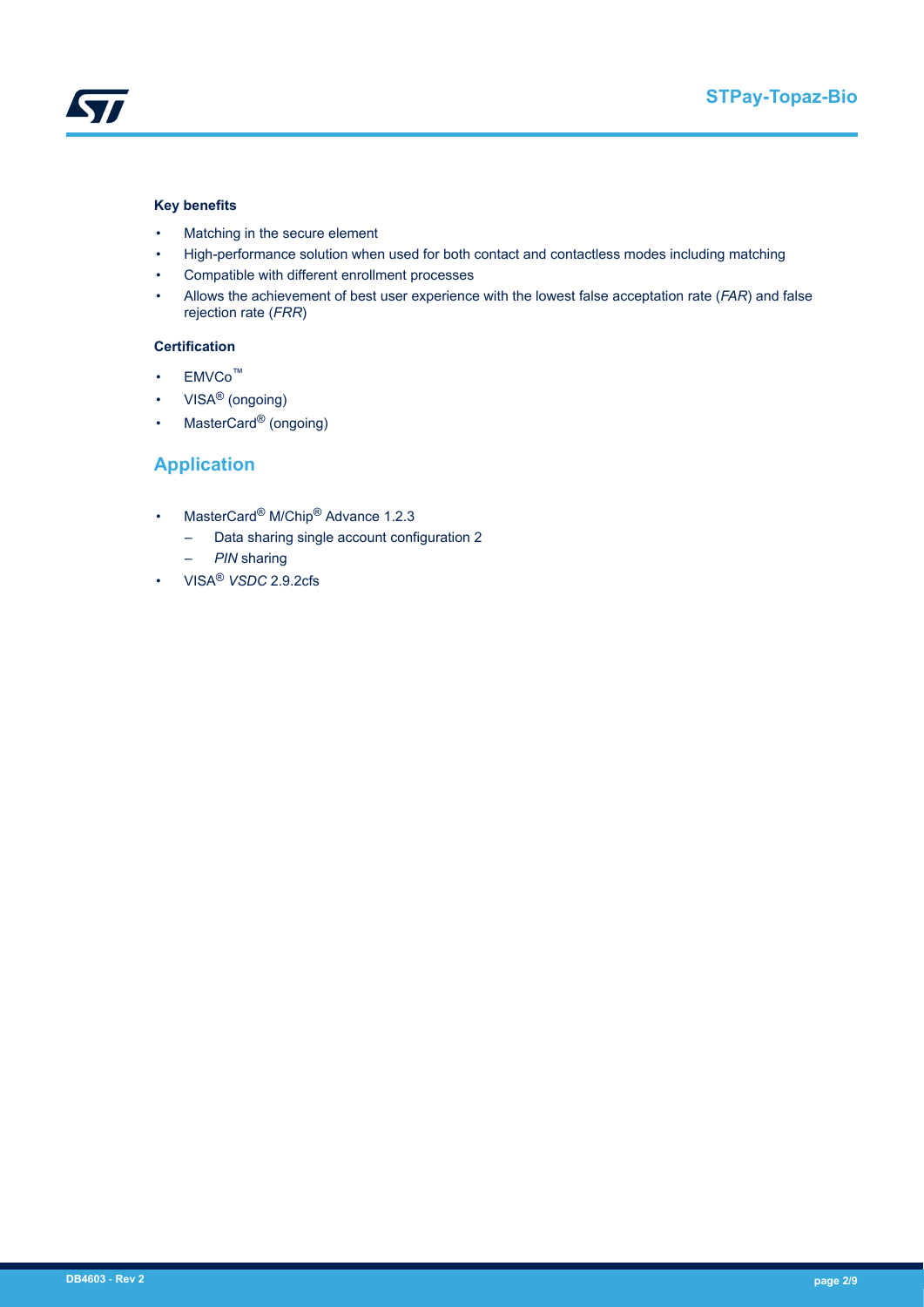#### Key benefits

- Matching in the secure element
- High-performance solution when used for both contact and contactless modes including matching
- Compatible with different enrollment processes
- Allows the achievement of best user experience with the lowest false acceptation rate (*FAR*) and false rejection rate (*FRR*)

#### Certification

- EMVCo™
- VISA® (ongoing)
- MasterCard® (ongoing)

## Application

- MasterCard® M/Chip® Advance 1.2.3
  - Data sharing single account configuration 2
  - *PIN* sharing
- VISA® *VSDC* 2.9.2cfs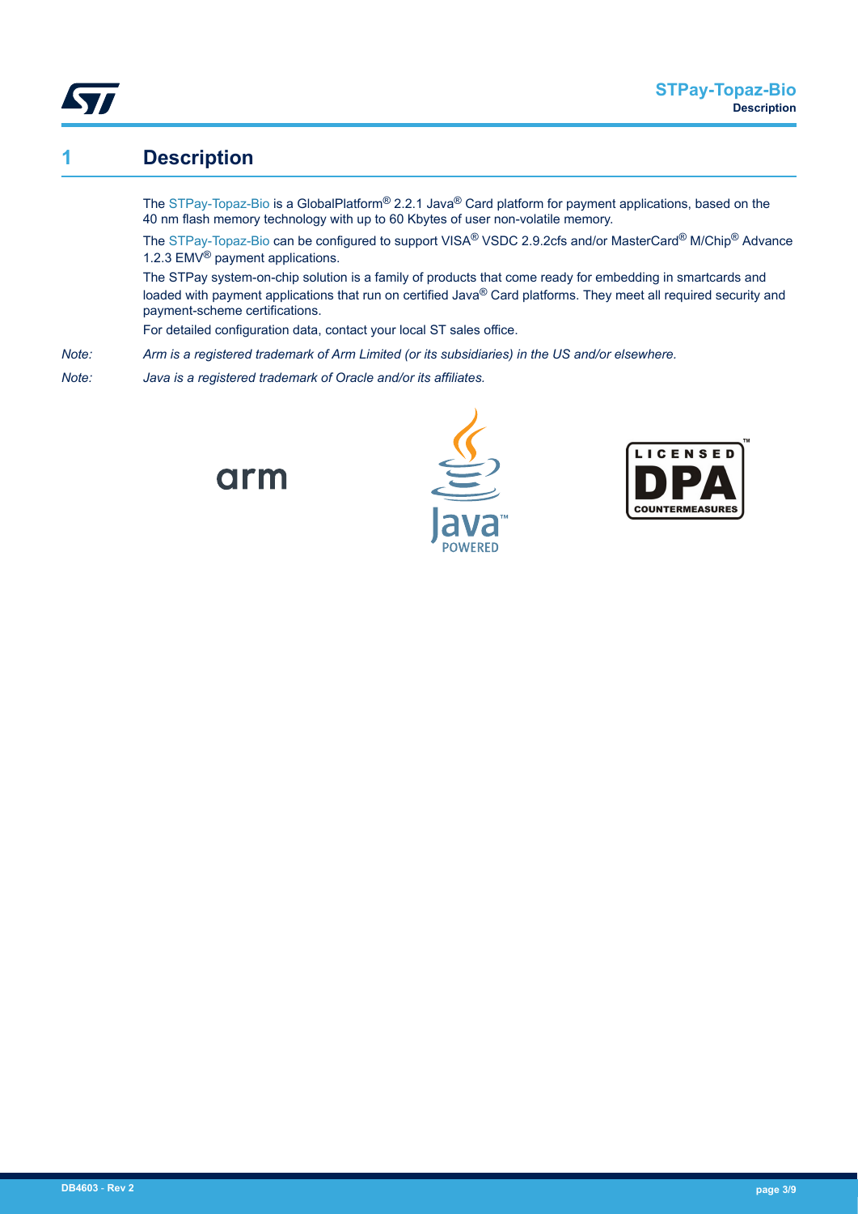# 1 Description

The STPay-Topaz-Bio is a GlobalPlatform® 2.2.1 Java® Card platform for payment applications, based on the 40 nm flash memory technology with up to 60 Kbytes of user non-volatile memory.

The STPay-Topaz-Bio can be configured to support VISA® VSDC 2.9.2cfs and/or MasterCard® M/Chip® Advance 1.2.3 EMV® payment applications.

The STPay system-on-chip solution is a family of products that come ready for embedding in smartcards and loaded with payment applications that run on certified Java® Card platforms. They meet all required security and payment-scheme certifications.

For detailed configuration data, contact your local ST sales office.

*Note: Arm is a registered trademark of Arm Limited (or its subsidiaries) in the US and/or elsewhere.*

*Note: Java is a registered trademark of Oracle and/or its affiliates.*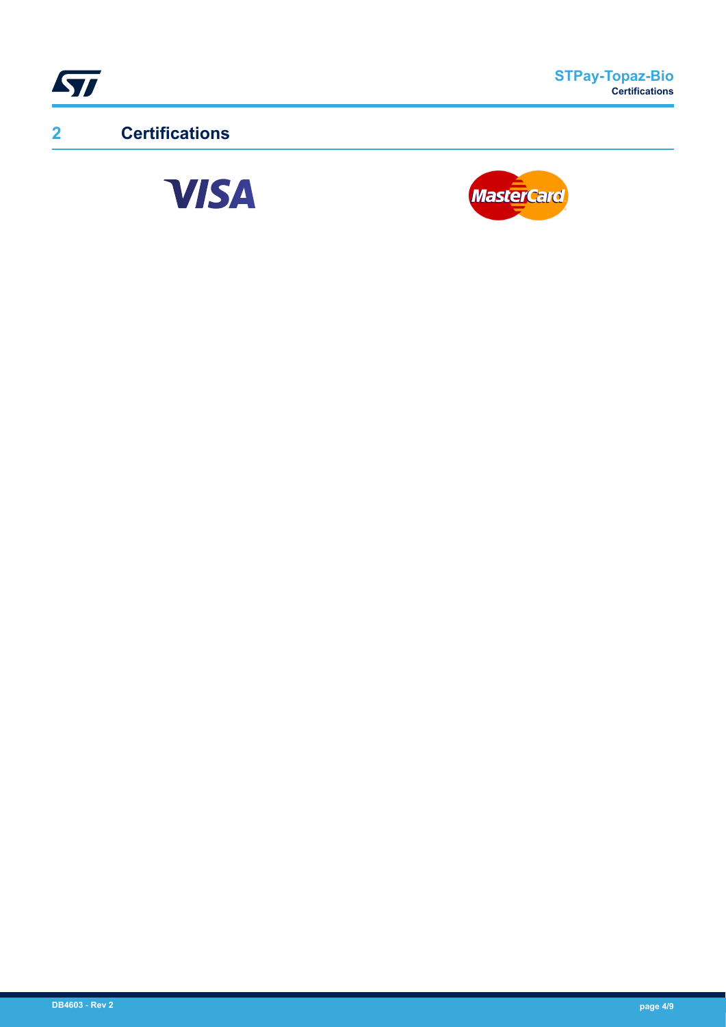## 2 Certifications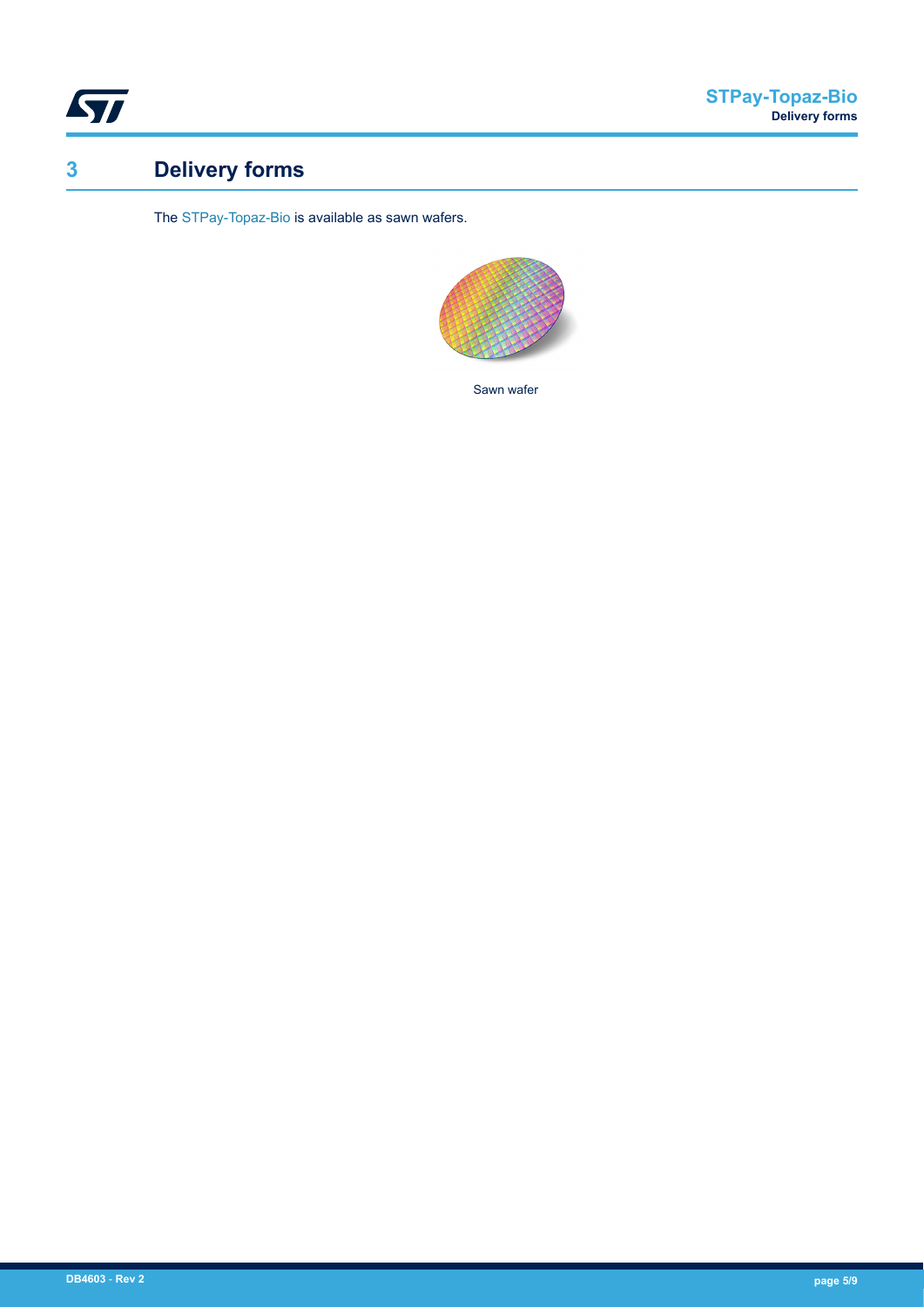# 3 Delivery forms

The STPay-Topaz-Bio is available as sawn wafers.

Sawn wafer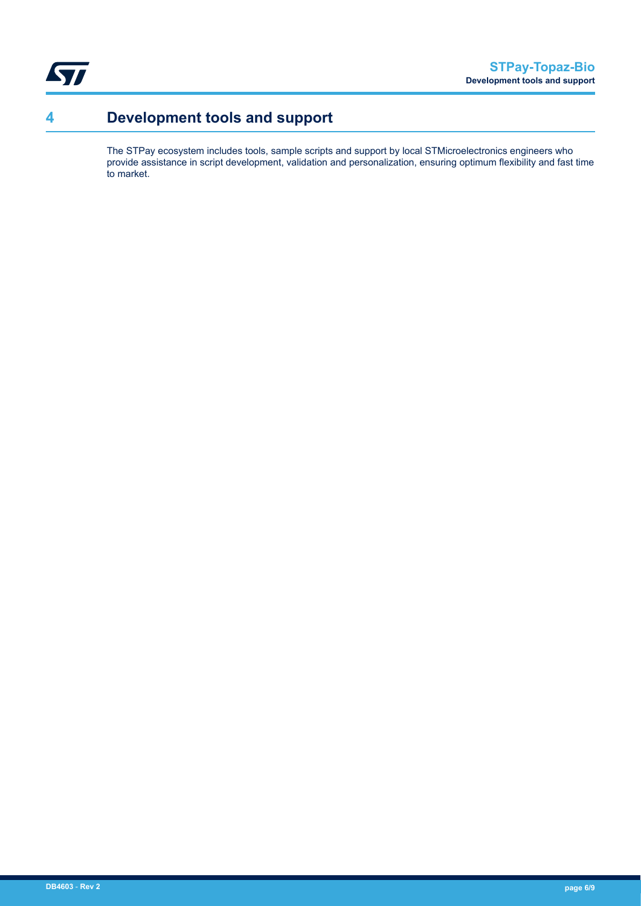# 4 Development tools and support

The STPay ecosystem includes tools, sample scripts and support by local STMicroelectronics engineers who provide assistance in script development, validation and personalization, ensuring optimum flexibility and fast time to market.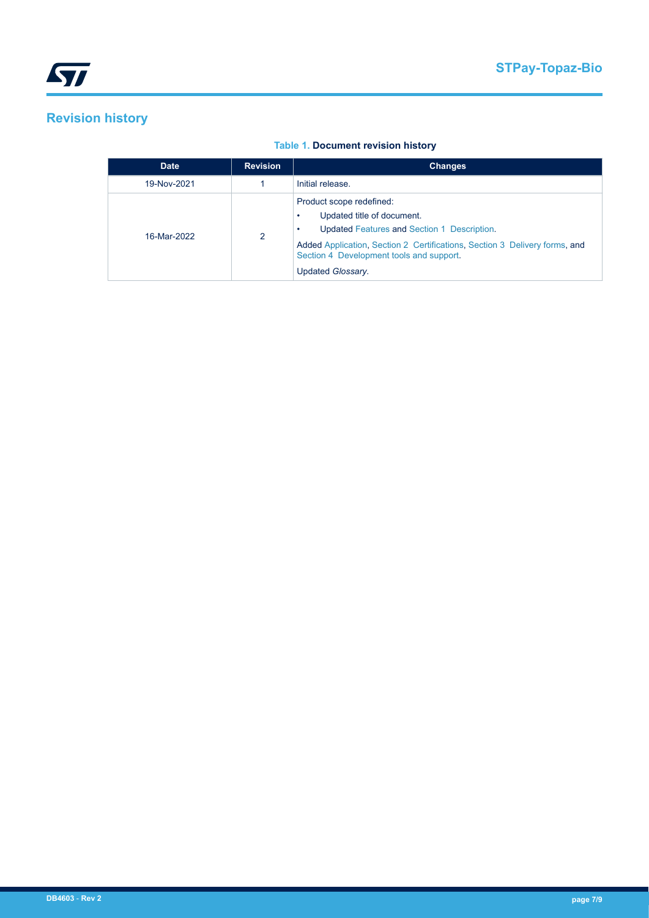## Revision history

**Table 1. Document revision history**

| Date | Revision | Changes |
|---|---|---|
| 19-Nov-2021 | 1 | Initial release. |
| 16-Mar-2022 | 2 | Product scope redefined:<br>• Updated title of document.<br>• Updated Features and Section 1 Description.<br>Added Application, Section 2 Certifications, Section 3 Delivery forms, and Section 4 Development tools and support.<br>Updated *Glossary*. |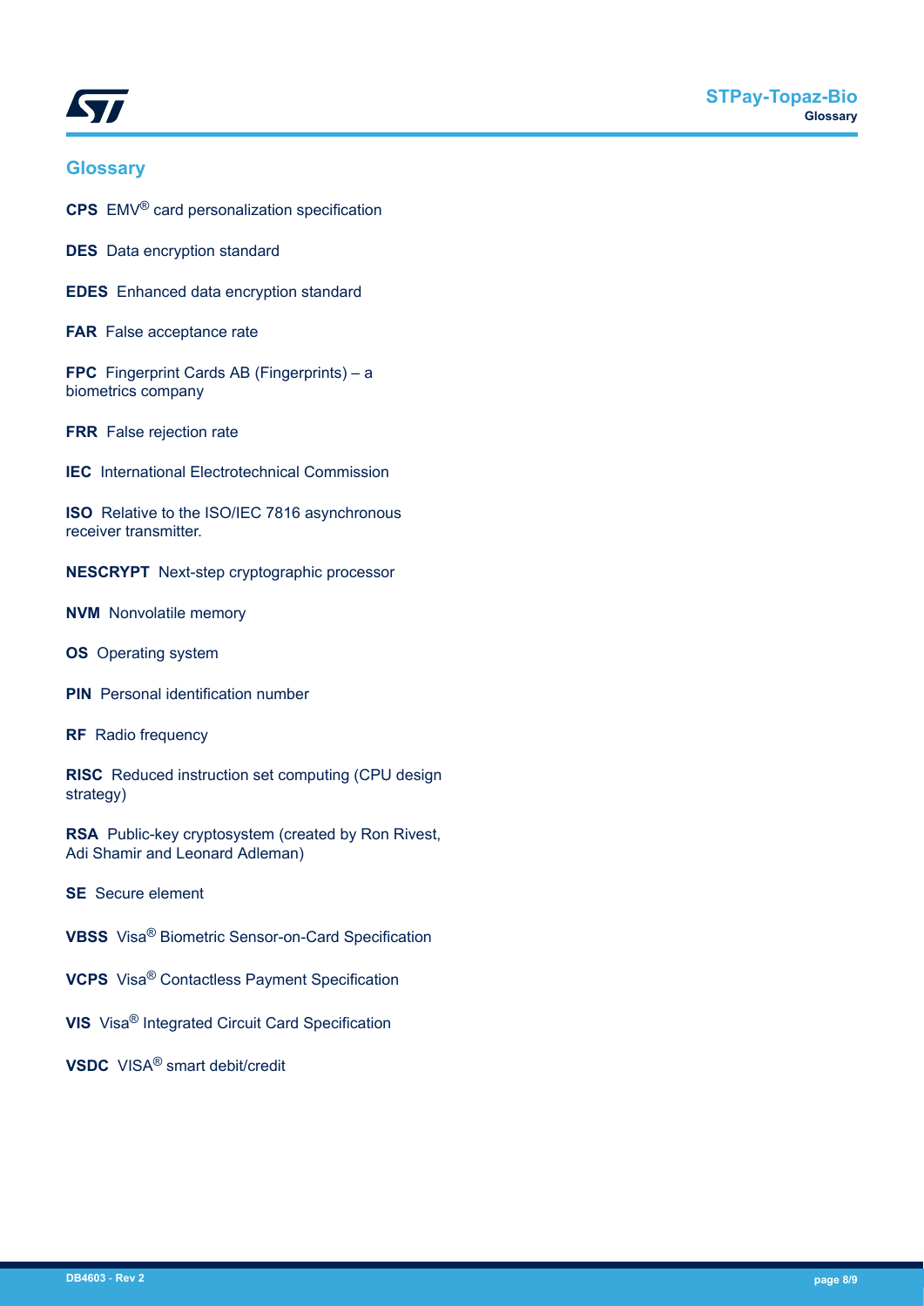## Glossary

**CPS** EMV® card personalization specification

**DES** Data encryption standard

**EDES** Enhanced data encryption standard

**FAR** False acceptance rate

**FPC** Fingerprint Cards AB (Fingerprints) – a biometrics company

**FRR** False rejection rate

**IEC** International Electrotechnical Commission

**ISO** Relative to the ISO/IEC 7816 asynchronous receiver transmitter.

**NESCRYPT** Next-step cryptographic processor

**NVM** Nonvolatile memory

**OS** Operating system

**PIN** Personal identification number

**RF** Radio frequency

**RISC** Reduced instruction set computing (CPU design strategy)

**RSA** Public-key cryptosystem (created by Ron Rivest, Adi Shamir and Leonard Adleman)

**SE** Secure element

**VBSS** Visa® Biometric Sensor-on-Card Specification

**VCPS** Visa® Contactless Payment Specification

**VIS** Visa® Integrated Circuit Card Specification

**VSDC** VISA® smart debit/credit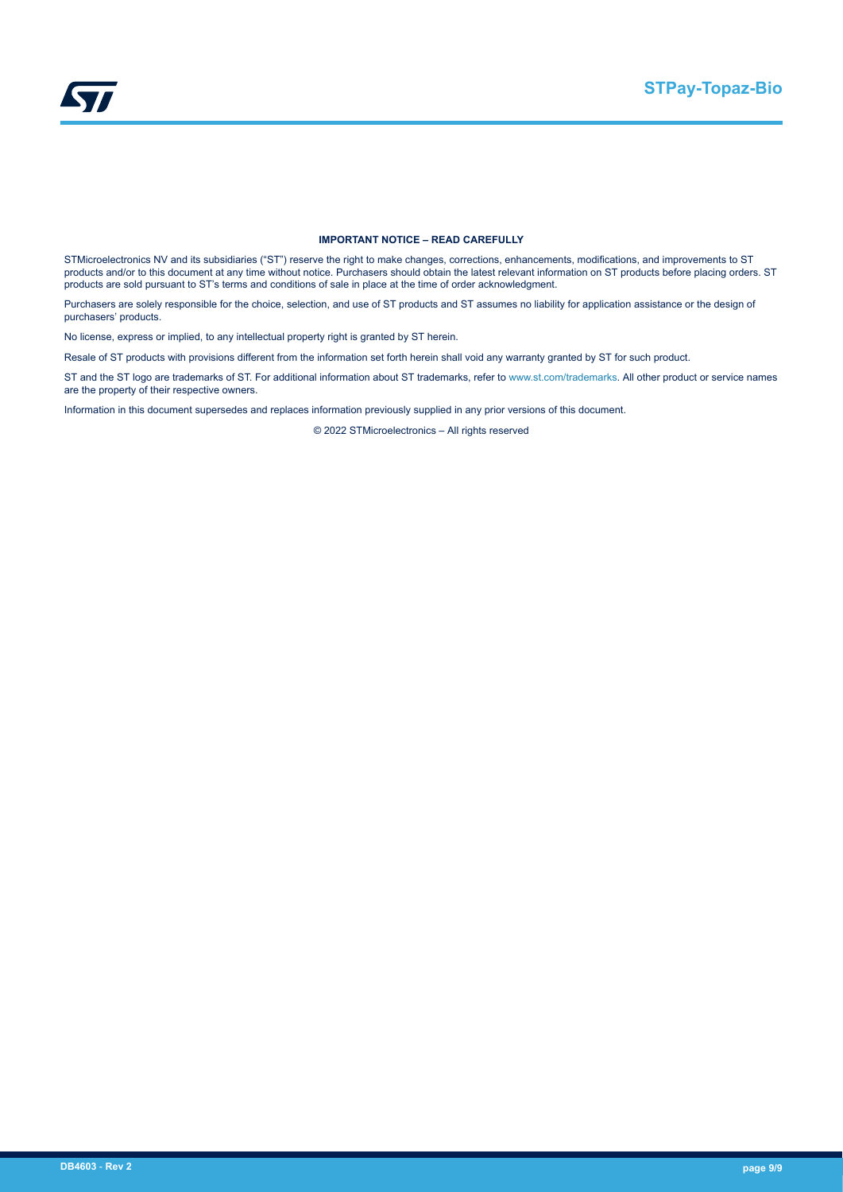**IMPORTANT NOTICE – READ CAREFULLY**

STMicroelectronics NV and its subsidiaries ("ST") reserve the right to make changes, corrections, enhancements, modifications, and improvements to ST products and/or to this document at any time without notice. Purchasers should obtain the latest relevant information on ST products before placing orders. ST products are sold pursuant to ST's terms and conditions of sale in place at the time of order acknowledgment.

Purchasers are solely responsible for the choice, selection, and use of ST products and ST assumes no liability for application assistance or the design of purchasers' products.

No license, express or implied, to any intellectual property right is granted by ST herein.

Resale of ST products with provisions different from the information set forth herein shall void any warranty granted by ST for such product.

ST and the ST logo are trademarks of ST. For additional information about ST trademarks, refer to www.st.com/trademarks. All other product or service names are the property of their respective owners.

Information in this document supersedes and replaces information previously supplied in any prior versions of this document.

© 2022 STMicroelectronics – All rights reserved